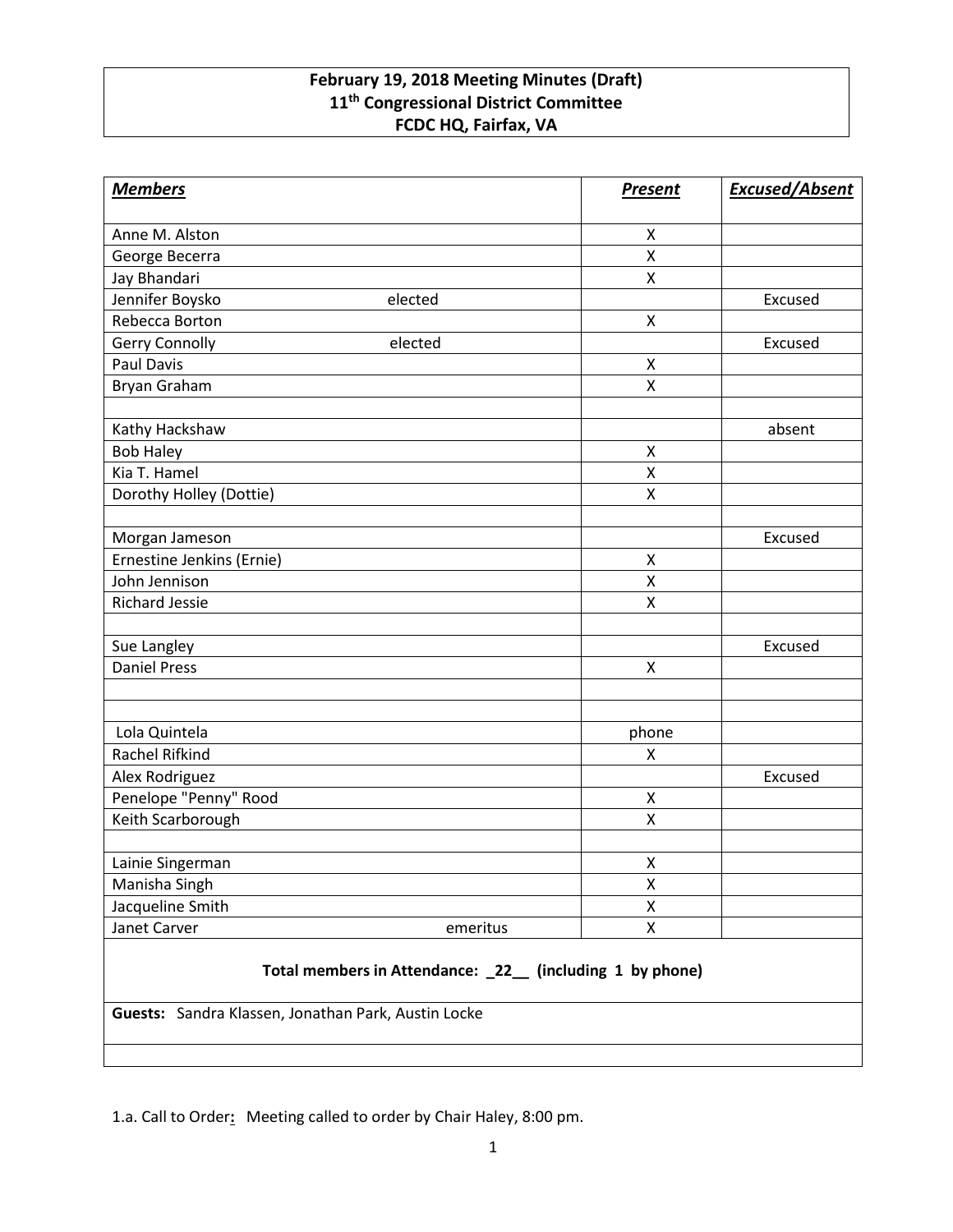**February 19, 2018 Meeting Minutes (Draft)**
**11th Congressional District Committee**
**FCDC HQ, Fairfax, VA**

| ***Members*** | | ***Present*** | ***Excused/Absent*** |
|---|---|---|---|
| Anne M. Alston | | X | |
| George Becerra | | X | |
| Jay Bhandari | | X | |
| Jennifer Boysko | elected | | Excused |
| Rebecca Borton | | X | |
| Gerry Connolly | elected | | Excused |
| Paul Davis | | X | |
| Bryan Graham | | X | |
| | | | |
| Kathy Hackshaw | | | absent |
| Bob Haley | | X | |
| Kia T. Hamel | | X | |
| Dorothy Holley (Dottie) | | X | |
| | | | |
| Morgan Jameson | | | Excused |
| Ernestine Jenkins (Ernie) | | X | |
| John Jennison | | X | |
| Richard Jessie | | X | |
| | | | |
| Sue Langley | | | Excused |
| Daniel Press | | X | |
| | | | |
| | | | |
| Lola Quintela | | phone | |
| Rachel Rifkind | | X | |
| Alex Rodriguez | | | Excused |
| Penelope "Penny" Rood | | X | |
| Keith Scarborough | | X | |
| | | | |
| Lainie Singerman | | X | |
| Manisha Singh | | X | |
| Jacqueline Smith | | X | |
| Janet Carver | emeritus | X | |
| **Total members in Attendance: _22__ (including 1 by phone)** | | | |
| **Guests:** Sandra Klassen, Jonathan Park, Austin Locke | | | |
| | | | |

1.a. Call to Order**:** Meeting called to order by Chair Haley, 8:00 pm.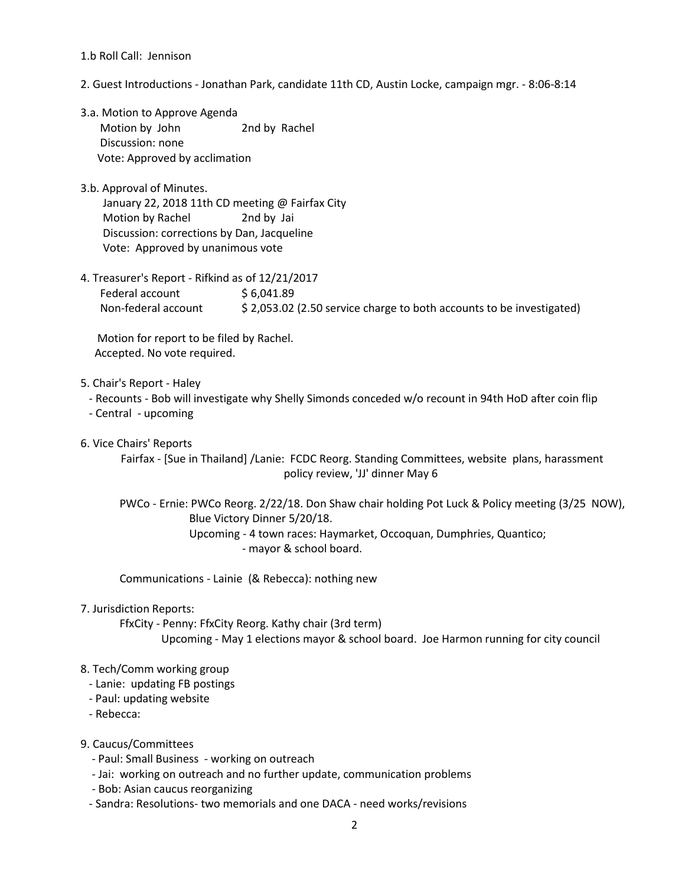1.b Roll Call: Jennison

2. Guest Introductions - Jonathan Park, candidate 11th CD, Austin Locke, campaign mgr. - 8:06-8:14

3.a. Motion to Approve Agenda
   Motion by John     2nd by Rachel
   Discussion: none
   Vote: Approved by acclimation

3.b. Approval of Minutes.
   January 22, 2018 11th CD meeting @ Fairfax City
   Motion by Rachel     2nd by Jai
   Discussion: corrections by Dan, Jacqueline
   Vote: Approved by unanimous vote

4. Treasurer's Report - Rifkind as of 12/21/2017

| | |
|---|---|
| Federal account | $ 6,041.89 |
| Non-federal account | $ 2,053.02 (2.50 service charge to both accounts to be investigated) |

   Motion for report to be filed by Rachel.
   Accepted. No vote required.

5. Chair's Report - Haley
   - Recounts - Bob will investigate why Shelly Simonds conceded w/o recount in 94th HoD after coin flip
   - Central - upcoming

6. Vice Chairs' Reports
   Fairfax - [Sue in Thailand] /Lanie: FCDC Reorg. Standing Committees, website plans, harassment policy review, 'JJ' dinner May 6

   PWCo - Ernie: PWCo Reorg. 2/22/18. Don Shaw chair holding Pot Luck & Policy meeting (3/25 NOW), Blue Victory Dinner 5/20/18.
   Upcoming - 4 town races: Haymarket, Occoquan, Dumphries, Quantico;
   - mayor & school board.

   Communications - Lainie (& Rebecca): nothing new

7. Jurisdiction Reports:
   FfxCity - Penny: FfxCity Reorg. Kathy chair (3rd term)
   Upcoming - May 1 elections mayor & school board. Joe Harmon running for city council

8. Tech/Comm working group
   - Lanie: updating FB postings
   - Paul: updating website
   - Rebecca:

9. Caucus/Committees
   - Paul: Small Business - working on outreach
   - Jai: working on outreach and no further update, communication problems
   - Bob: Asian caucus reorganizing
   - Sandra: Resolutions- two memorials and one DACA - need works/revisions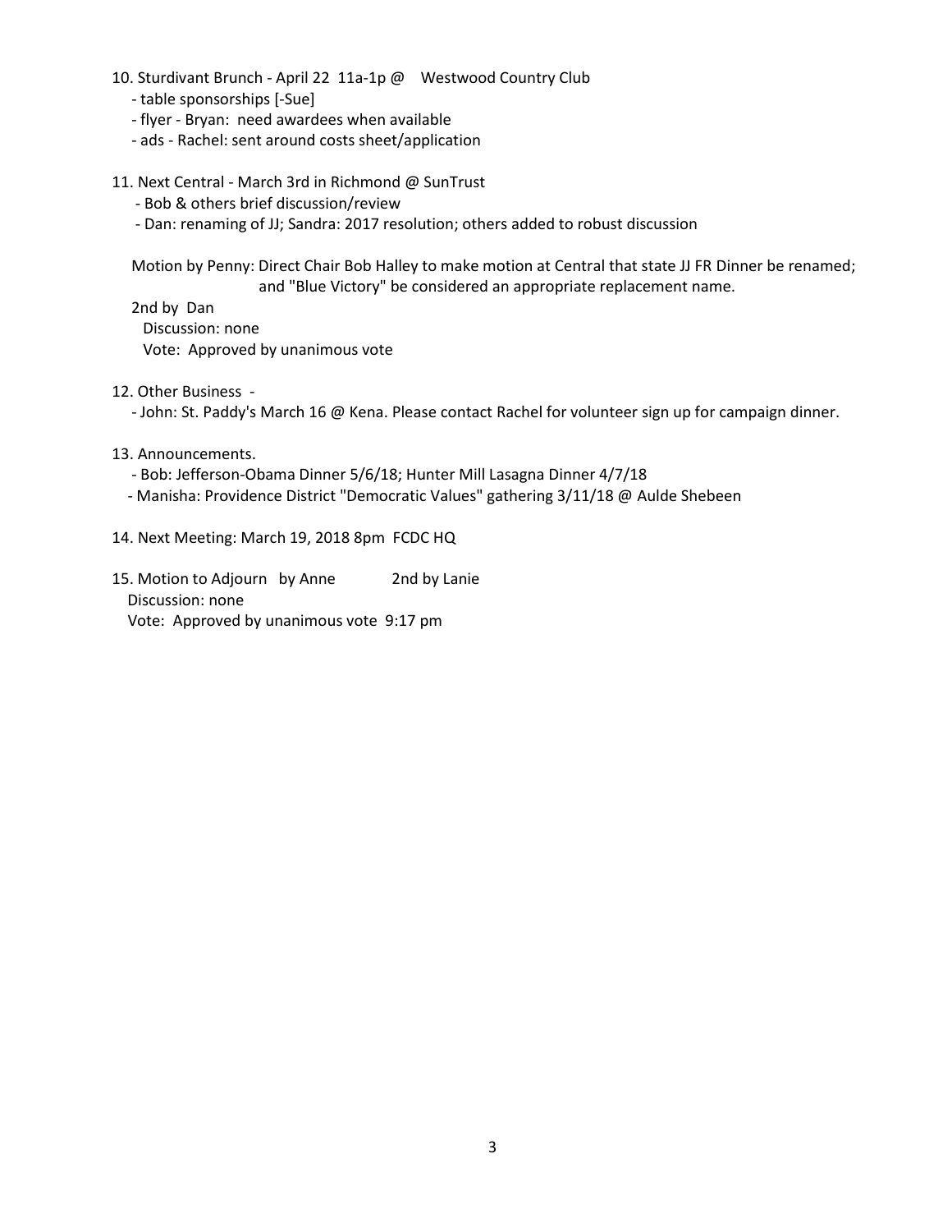10. Sturdivant Brunch - April 22 11a-1p @ Westwood Country Club
    - table sponsorships [-Sue]
    - flyer - Bryan: need awardees when available
    - ads - Rachel: sent around costs sheet/application

11. Next Central - March 3rd in Richmond @ SunTrust
    - Bob & others brief discussion/review
    - Dan: renaming of JJ; Sandra: 2017 resolution; others added to robust discussion

    Motion by Penny: Direct Chair Bob Halley to make motion at Central that state JJ FR Dinner be renamed; and "Blue Victory" be considered an appropriate replacement name.

    2nd by Dan

    Discussion: none

    Vote: Approved by unanimous vote

12. Other Business -
    - John: St. Paddy's March 16 @ Kena. Please contact Rachel for volunteer sign up for campaign dinner.

13. Announcements.
    - Bob: Jefferson-Obama Dinner 5/6/18; Hunter Mill Lasagna Dinner 4/7/18
    - Manisha: Providence District "Democratic Values" gathering 3/11/18 @ Aulde Shebeen

14. Next Meeting: March 19, 2018 8pm FCDC HQ

15. Motion to Adjourn by Anne 2nd by Lanie

    Discussion: none

    Vote: Approved by unanimous vote 9:17 pm